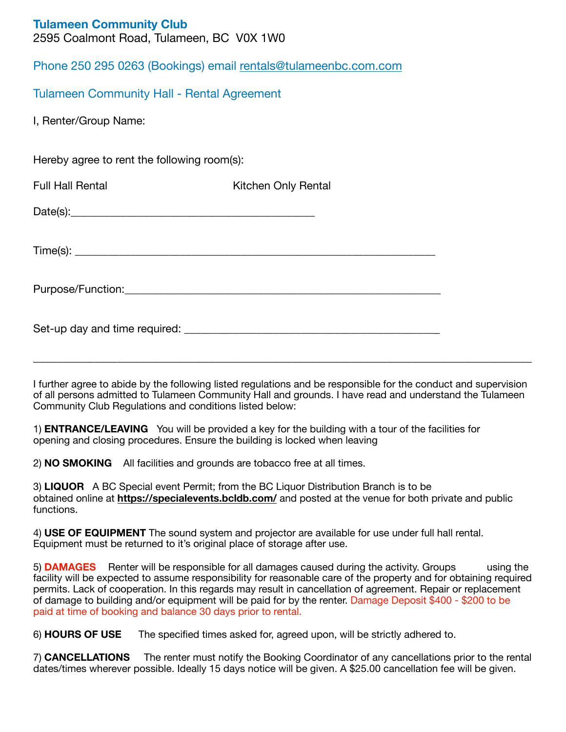**Tulameen Community Club**
2595 Coalmont Road, Tulameen, BC  V0X 1W0

Phone 250 295 0263 (Bookings) email rentals@tulameenbc.com.com

Tulameen Community Hall - Rental Agreement

I, Renter/Group Name:

Hereby agree to rent the following room(s):

Full Hall Rental                    Kitchen Only Rental

Date(s):_________________________________________

Time(s): ____________________________________________________________

Purpose/Function:________________________________________________________

Set-up day and time required: ___________________________________________

---

I further agree to abide by the following listed regulations and be responsible for the conduct and supervision of all persons admitted to Tulameen Community Hall and grounds. I have read and understand the Tulameen Community Club Regulations and conditions listed below:

1) **ENTRANCE/LEAVING** You will be provided a key for the building with a tour of the facilities for opening and closing procedures. Ensure the building is locked when leaving

2) **NO SMOKING** All facilities and grounds are tobacco free at all times.

3) **LIQUOR** A BC Special event Permit; from the BC Liquor Distribution Branch is to be obtained online at **https://specialevents.bcldb.com/** and posted at the venue for both private and public functions.

4) **USE OF EQUIPMENT** The sound system and projector are available for use under full hall rental. Equipment must be returned to it's original place of storage after use.

5) **DAMAGES** Renter will be responsible for all damages caused during the activity. Groups using the facility will be expected to assume responsibility for reasonable care of the property and for obtaining required permits. Lack of cooperation. In this regards may result in cancellation of agreement. Repair or replacement of damage to building and/or equipment will be paid for by the renter. Damage Deposit $400 - $200 to be paid at time of booking and balance 30 days prior to rental.

6) **HOURS OF USE** The specified times asked for, agreed upon, will be strictly adhered to.

7) **CANCELLATIONS** The renter must notify the Booking Coordinator of any cancellations prior to the rental dates/times wherever possible. Ideally 15 days notice will be given. A $25.00 cancellation fee will be given.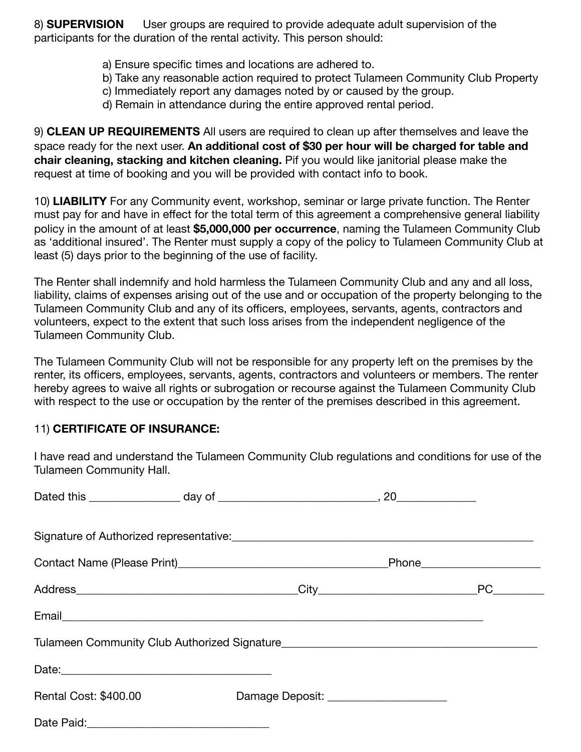8) **SUPERVISION** User groups are required to provide adequate adult supervision of the participants for the duration of the rental activity. This person should:

a) Ensure specific times and locations are adhered to.
b) Take any reasonable action required to protect Tulameen Community Club Property
c) Immediately report any damages noted by or caused by the group.
d) Remain in attendance during the entire approved rental period.

9) **CLEAN UP REQUIREMENTS** All users are required to clean up after themselves and leave the space ready for the next user. **An additional cost of $30 per hour will be charged for table and chair cleaning, stacking and kitchen cleaning.** Pif you would like janitorial please make the request at time of booking and you will be provided with contact info to book.

10) **LIABILITY** For any Community event, workshop, seminar or large private function. The Renter must pay for and have in effect for the total term of this agreement a comprehensive general liability policy in the amount of at least **$5,000,000 per occurrence**, naming the Tulameen Community Club as 'additional insured'. The Renter must supply a copy of the policy to Tulameen Community Club at least (5) days prior to the beginning of the use of facility.

The Renter shall indemnify and hold harmless the Tulameen Community Club and any and all loss, liability, claims of expenses arising out of the use and or occupation of the property belonging to the Tulameen Community Club and any of its officers, employees, servants, agents, contractors and volunteers, expect to the extent that such loss arises from the independent negligence of the Tulameen Community Club.

The Tulameen Community Club will not be responsible for any property left on the premises by the renter, its officers, employees, servants, agents, contractors and volunteers or members. The renter hereby agrees to waive all rights or subrogation or recourse against the Tulameen Community Club with respect to the use or occupation by the renter of the premises described in this agreement.

11) **CERTIFICATE OF INSURANCE:**

I have read and understand the Tulameen Community Club regulations and conditions for use of the Tulameen Community Hall.

Dated this _______________ day of ___________________________, 20_____________

Signature of Authorized representative:_____________________________________________________

Contact Name (Please Print)___________________________________Phone____________________

Address_____________________________________City__________________________PC________

Email___________________________________________________________________________

Tulameen Community Club Authorized Signature____________________________________________

Date:____________________________________

Rental Cost: $400.00 Damage Deposit: ____________________

Date Paid:_______________________________